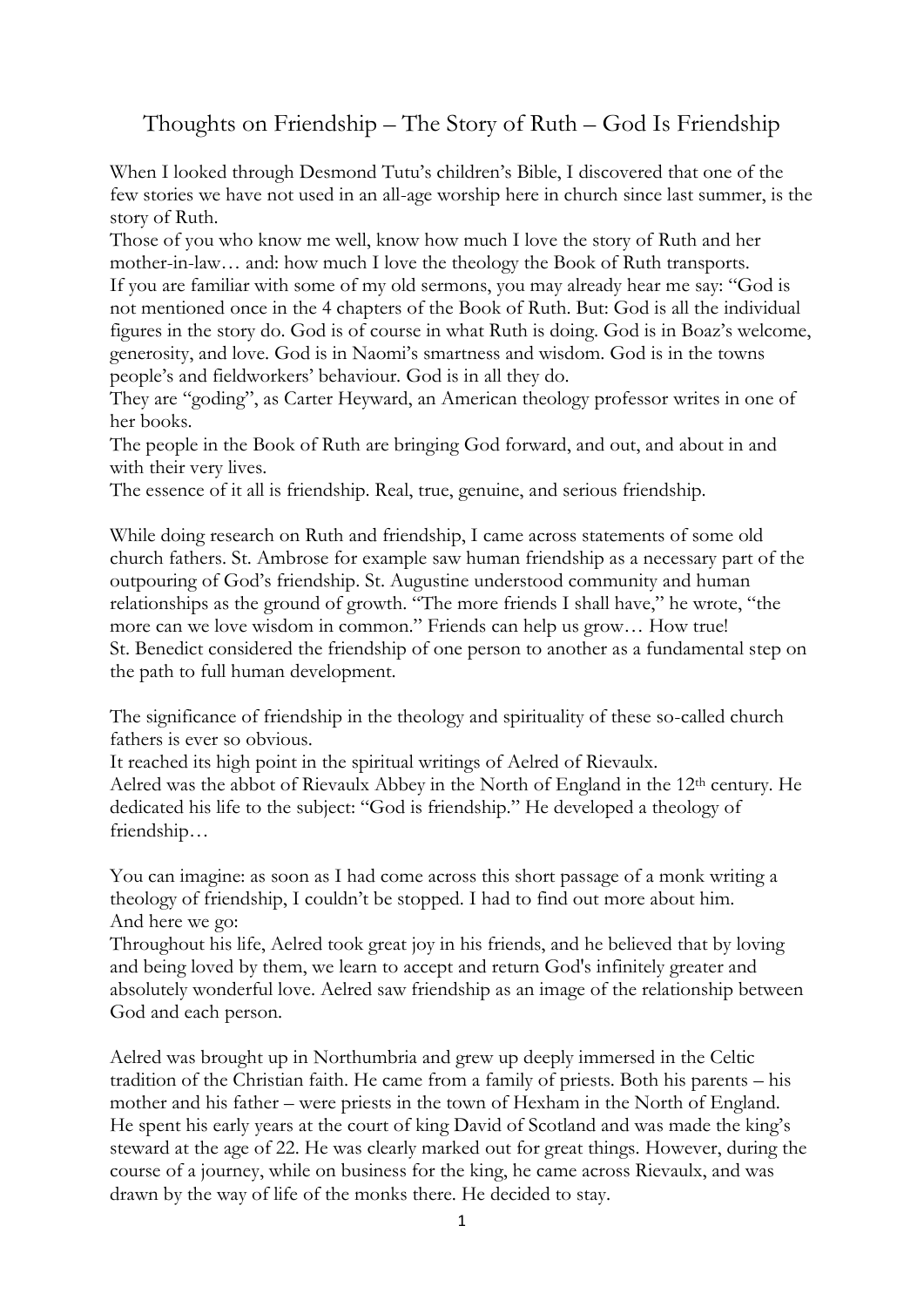# Thoughts on Friendship – The Story of Ruth – God Is Friendship

When I looked through Desmond Tutu's children's Bible, I discovered that one of the few stories we have not used in an all-age worship here in church since last summer, is the story of Ruth.

Those of you who know me well, know how much I love the story of Ruth and her mother-in-law… and: how much I love the theology the Book of Ruth transports.

If you are familiar with some of my old sermons, you may already hear me say: "God is not mentioned once in the 4 chapters of the Book of Ruth. But: God is all the individual figures in the story do. God is of course in what Ruth is doing. God is in Boaz's welcome, generosity, and love. God is in Naomi's smartness and wisdom. God is in the towns people's and fieldworkers' behaviour. God is in all they do.

They are "goding", as Carter Heyward, an American theology professor writes in one of her books.

The people in the Book of Ruth are bringing God forward, and out, and about in and with their very lives.

The essence of it all is friendship. Real, true, genuine, and serious friendship.

While doing research on Ruth and friendship, I came across statements of some old church fathers. St. Ambrose for example saw human friendship as a necessary part of the outpouring of God's friendship. St. Augustine understood community and human relationships as the ground of growth. "The more friends I shall have," he wrote, "the more can we love wisdom in common." Friends can help us grow… How true!

St. Benedict considered the friendship of one person to another as a fundamental step on the path to full human development.

The significance of friendship in the theology and spirituality of these so-called church fathers is ever so obvious.

It reached its high point in the spiritual writings of Aelred of Rievaulx.

Aelred was the abbot of Rievaulx Abbey in the North of England in the 12th century. He dedicated his life to the subject: "God is friendship." He developed a theology of friendship…

You can imagine: as soon as I had come across this short passage of a monk writing a theology of friendship, I couldn't be stopped. I had to find out more about him.

And here we go:

Throughout his life, Aelred took great joy in his friends, and he believed that by loving and being loved by them, we learn to accept and return God's infinitely greater and absolutely wonderful love. Aelred saw friendship as an image of the relationship between God and each person.

Aelred was brought up in Northumbria and grew up deeply immersed in the Celtic tradition of the Christian faith. He came from a family of priests. Both his parents – his mother and his father – were priests in the town of Hexham in the North of England.

He spent his early years at the court of king David of Scotland and was made the king's steward at the age of 22. He was clearly marked out for great things. However, during the course of a journey, while on business for the king, he came across Rievaulx, and was drawn by the way of life of the monks there. He decided to stay.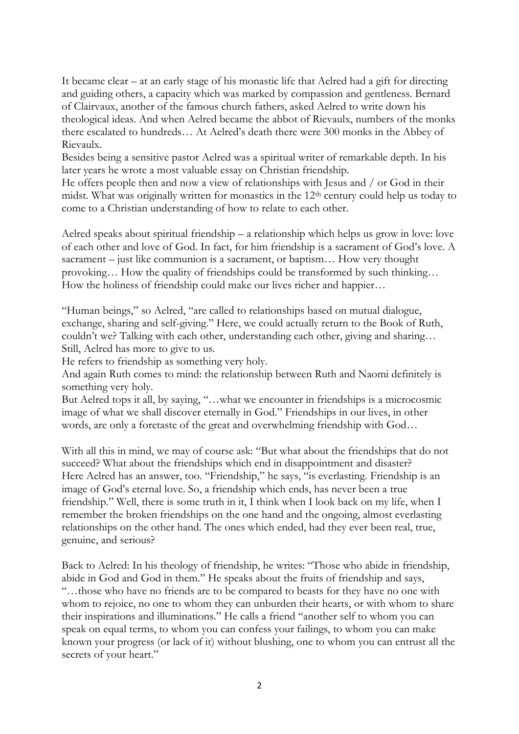It became clear – at an early stage of his monastic life that Aelred had a gift for directing and guiding others, a capacity which was marked by compassion and gentleness. Bernard of Clairvaux, another of the famous church fathers, asked Aelred to write down his theological ideas. And when Aelred became the abbot of Rievaulx, numbers of the monks there escalated to hundreds… At Aelred's death there were 300 monks in the Abbey of Rievaulx.

Besides being a sensitive pastor Aelred was a spiritual writer of remarkable depth. In his later years he wrote a most valuable essay on Christian friendship.

He offers people then and now a view of relationships with Jesus and / or God in their midst. What was originally written for monastics in the 12th century could help us today to come to a Christian understanding of how to relate to each other.

Aelred speaks about spiritual friendship – a relationship which helps us grow in love: love of each other and love of God. In fact, for him friendship is a sacrament of God's love. A sacrament – just like communion is a sacrament, or baptism… How very thought provoking… How the quality of friendships could be transformed by such thinking… How the holiness of friendship could make our lives richer and happier…

"Human beings," so Aelred, "are called to relationships based on mutual dialogue, exchange, sharing and self-giving." Here, we could actually return to the Book of Ruth, couldn't we? Talking with each other, understanding each other, giving and sharing… Still, Aelred has more to give to us.

He refers to friendship as something very holy.

And again Ruth comes to mind: the relationship between Ruth and Naomi definitely is something very holy.

But Aelred tops it all, by saying, "…what we encounter in friendships is a microcosmic image of what we shall discover eternally in God." Friendships in our lives, in other words, are only a foretaste of the great and overwhelming friendship with God…

With all this in mind, we may of course ask: "But what about the friendships that do not succeed? What about the friendships which end in disappointment and disaster?

Here Aelred has an answer, too. "Friendship," he says, "is everlasting. Friendship is an image of God's eternal love. So, a friendship which ends, has never been a true friendship." Well, there is some truth in it, I think when I look back on my life, when I remember the broken friendships on the one hand and the ongoing, almost everlasting relationships on the other hand. The ones which ended, had they ever been real, true, genuine, and serious?

Back to Aelred: In his theology of friendship, he writes: "Those who abide in friendship, abide in God and God in them." He speaks about the fruits of friendship and says, "…those who have no friends are to be compared to beasts for they have no one with whom to rejoice, no one to whom they can unburden their hearts, or with whom to share their inspirations and illuminations." He calls a friend "another self to whom you can speak on equal terms, to whom you can confess your failings, to whom you can make known your progress (or lack of it) without blushing, one to whom you can entrust all the secrets of your heart."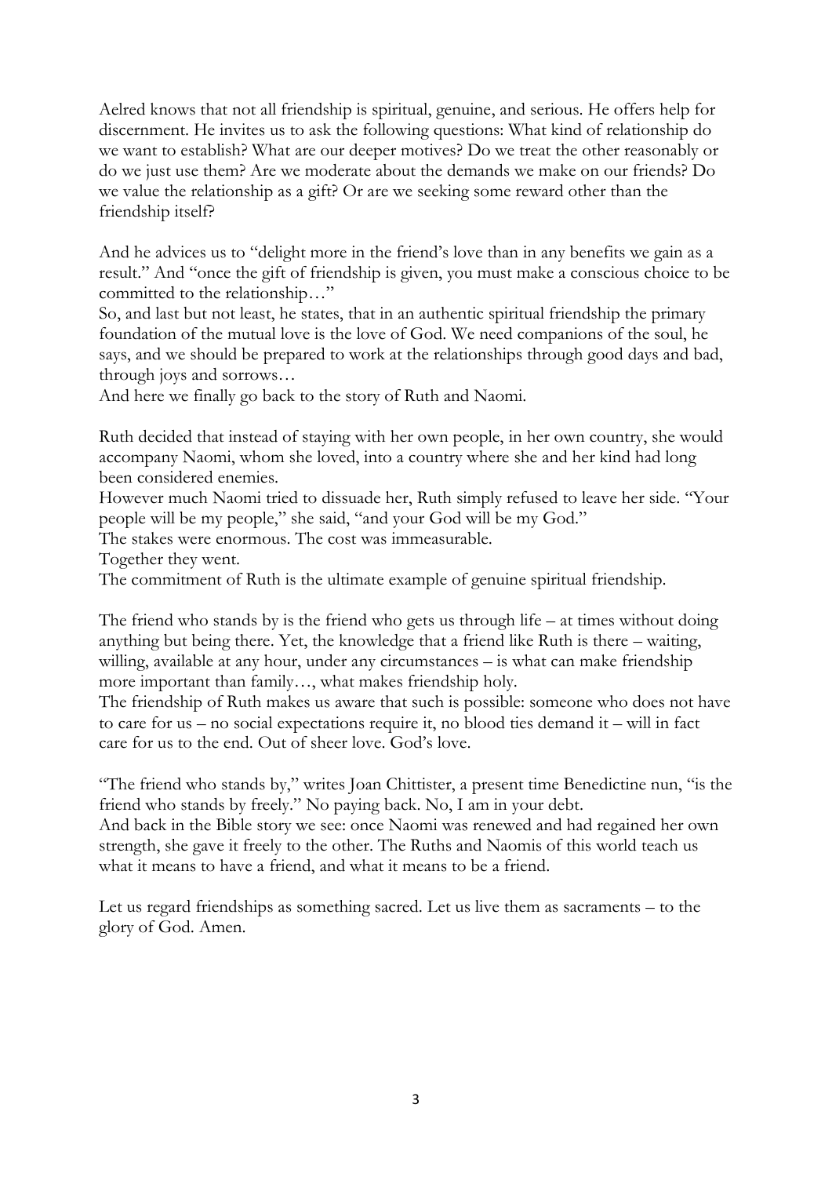Aelred knows that not all friendship is spiritual, genuine, and serious. He offers help for discernment. He invites us to ask the following questions: What kind of relationship do we want to establish? What are our deeper motives? Do we treat the other reasonably or do we just use them? Are we moderate about the demands we make on our friends? Do we value the relationship as a gift? Or are we seeking some reward other than the friendship itself?

And he advices us to "delight more in the friend's love than in any benefits we gain as a result." And "once the gift of friendship is given, you must make a conscious choice to be committed to the relationship…"
So, and last but not least, he states, that in an authentic spiritual friendship the primary foundation of the mutual love is the love of God. We need companions of the soul, he says, and we should be prepared to work at the relationships through good days and bad, through joys and sorrows…
And here we finally go back to the story of Ruth and Naomi.

Ruth decided that instead of staying with her own people, in her own country, she would accompany Naomi, whom she loved, into a country where she and her kind had long been considered enemies.
However much Naomi tried to dissuade her, Ruth simply refused to leave her side. "Your people will be my people," she said, "and your God will be my God."
The stakes were enormous. The cost was immeasurable.
Together they went.
The commitment of Ruth is the ultimate example of genuine spiritual friendship.

The friend who stands by is the friend who gets us through life – at times without doing anything but being there. Yet, the knowledge that a friend like Ruth is there – waiting, willing, available at any hour, under any circumstances – is what can make friendship more important than family…, what makes friendship holy.
The friendship of Ruth makes us aware that such is possible: someone who does not have to care for us – no social expectations require it, no blood ties demand it – will in fact care for us to the end. Out of sheer love. God's love.

"The friend who stands by," writes Joan Chittister, a present time Benedictine nun, "is the friend who stands by freely." No paying back. No, I am in your debt.
And back in the Bible story we see: once Naomi was renewed and had regained her own strength, she gave it freely to the other. The Ruths and Naomis of this world teach us what it means to have a friend, and what it means to be a friend.

Let us regard friendships as something sacred. Let us live them as sacraments – to the glory of God. Amen.